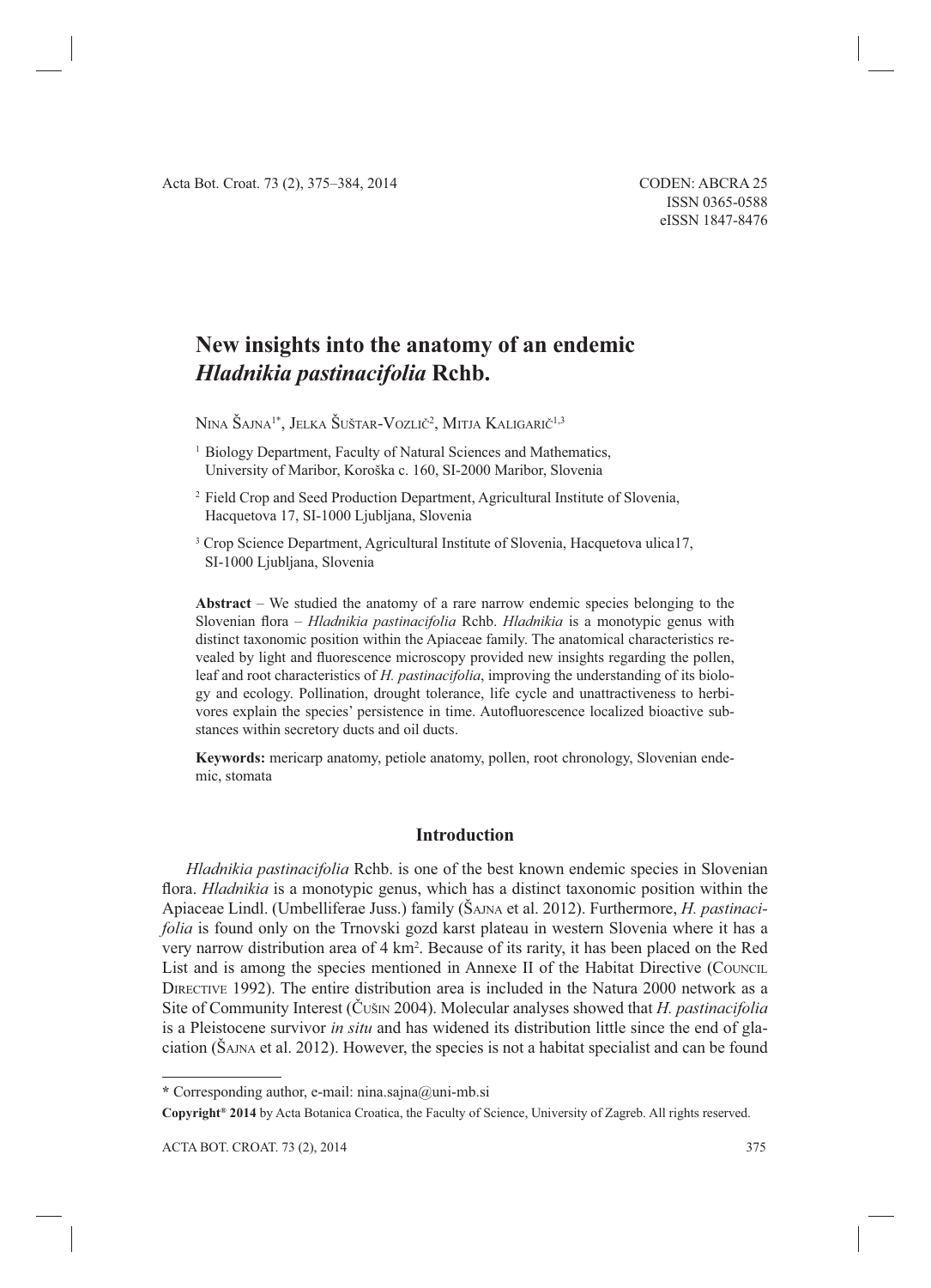# New insights into the anatomy of an endemic *Hladnikia pastinacifolia* Rchb.

Nina Šajna[1*], Jelka Šuštar-Vozlič[2], Mitja Kaligarič[1,3]

[1] Biology Department, Faculty of Natural Sciences and Mathematics, University of Maribor, Koroška c. 160, SI-2000 Maribor, Slovenia

[2] Field Crop and Seed Production Department, Agricultural Institute of Slovenia, Hacquetova 17, SI-1000 Ljubljana, Slovenia

[3] Crop Science Department, Agricultural Institute of Slovenia, Hacquetova ulica17, SI-1000 Ljubljana, Slovenia

**Abstract** – We studied the anatomy of a rare narrow endemic species belonging to the Slovenian flora – *Hladnikia pastinacifolia* Rchb. *Hladnikia* is a monotypic genus with distinct taxonomic position within the Apiaceae family. The anatomical characteristics revealed by light and fluorescence microscopy provided new insights regarding the pollen, leaf and root characteristics of *H. pastinacifolia*, improving the understanding of its biology and ecology. Pollination, drought tolerance, life cycle and unattractiveness to herbivores explain the species' persistence in time. Autofluorescence localized bioactive substances within secretory ducts and oil ducts.

**Keywords:** mericarp anatomy, petiole anatomy, pollen, root chronology, Slovenian endemic, stomata

## Introduction

*Hladnikia pastinacifolia* Rchb. is one of the best known endemic species in Slovenian flora. *Hladnikia* is a monotypic genus, which has a distinct taxonomic position within the Apiaceae Lindl. (Umbelliferae Juss.) family (Šajna et al. 2012). Furthermore, *H. pastinacifolia* is found only on the Trnovski gozd karst plateau in western Slovenia where it has a very narrow distribution area of 4 km$^2$. Because of its rarity, it has been placed on the Red List and is among the species mentioned in Annexe II of the Habitat Directive (Council Directive 1992). The entire distribution area is included in the Natura 2000 network as a Site of Community Interest (Čušin 2004). Molecular analyses showed that *H. pastinacifolia* is a Pleistocene survivor *in situ* and has widened its distribution little since the end of glaciation (Šajna et al. 2012). However, the species is not a habitat specialist and can be found

---

\* Corresponding author, e-mail: nina.sajna@uni-mb.si

**Copyright® 2014** by Acta Botanica Croatica, the Faculty of Science, University of Zagreb. All rights reserved.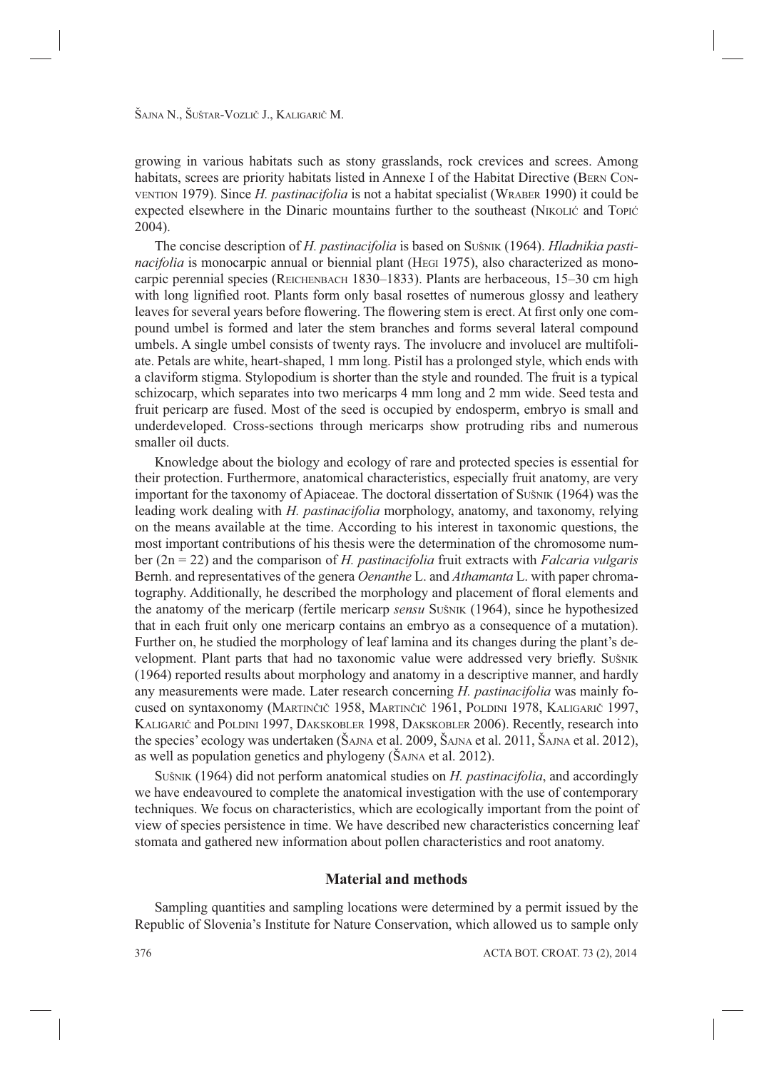growing in various habitats such as stony grasslands, rock crevices and screes. Among habitats, screes are priority habitats listed in Annexe I of the Habitat Directive (BERN CONVENTION 1979). Since *H. pastinacifolia* is not a habitat specialist (WRABER 1990) it could be expected elsewhere in the Dinaric mountains further to the southeast (NIKOLIĆ and TOPIĆ 2004).

The concise description of *H. pastinacifolia* is based on SUŠNIK (1964). *Hladnikia pastinacifolia* is monocarpic annual or biennial plant (HEGI 1975), also characterized as monocarpic perennial species (REICHENBACH 1830–1833). Plants are herbaceous, 15–30 cm high with long lignified root. Plants form only basal rosettes of numerous glossy and leathery leaves for several years before flowering. The flowering stem is erect. At first only one compound umbel is formed and later the stem branches and forms several lateral compound umbels. A single umbel consists of twenty rays. The involucre and involucel are multifoliate. Petals are white, heart-shaped, 1 mm long. Pistil has a prolonged style, which ends with a claviform stigma. Stylopodium is shorter than the style and rounded. The fruit is a typical schizocarp, which separates into two mericarps 4 mm long and 2 mm wide. Seed testa and fruit pericarp are fused. Most of the seed is occupied by endosperm, embryo is small and underdeveloped. Cross-sections through mericarps show protruding ribs and numerous smaller oil ducts.

Knowledge about the biology and ecology of rare and protected species is essential for their protection. Furthermore, anatomical characteristics, especially fruit anatomy, are very important for the taxonomy of Apiaceae. The doctoral dissertation of SUŠNIK (1964) was the leading work dealing with *H. pastinacifolia* morphology, anatomy, and taxonomy, relying on the means available at the time. According to his interest in taxonomic questions, the most important contributions of his thesis were the determination of the chromosome number (2n = 22) and the comparison of *H. pastinacifolia* fruit extracts with *Falcaria vulgaris* Bernh. and representatives of the genera *Oenanthe* L. and *Athamanta* L. with paper chromatography. Additionally, he described the morphology and placement of floral elements and the anatomy of the mericarp (fertile mericarp *sensu* SUŠNIK (1964), since he hypothesized that in each fruit only one mericarp contains an embryo as a consequence of a mutation). Further on, he studied the morphology of leaf lamina and its changes during the plant's development. Plant parts that had no taxonomic value were addressed very briefly. SUŠNIK (1964) reported results about morphology and anatomy in a descriptive manner, and hardly any measurements were made. Later research concerning *H. pastinacifolia* was mainly focused on syntaxonomy (MARTINČIČ 1958, MARTINČIČ 1961, POLDINI 1978, KALIGARIČ 1997, KALIGARIČ and POLDINI 1997, DAKSKOBLER 1998, DAKSKOBLER 2006). Recently, research into the species' ecology was undertaken (ŠAJNA et al. 2009, ŠAJNA et al. 2011, ŠAJNA et al. 2012), as well as population genetics and phylogeny (ŠAJNA et al. 2012).

SUŠNIK (1964) did not perform anatomical studies on *H. pastinacifolia*, and accordingly we have endeavoured to complete the anatomical investigation with the use of contemporary techniques. We focus on characteristics, which are ecologically important from the point of view of species persistence in time. We have described new characteristics concerning leaf stomata and gathered new information about pollen characteristics and root anatomy.

## Material and methods

Sampling quantities and sampling locations were determined by a permit issued by the Republic of Slovenia's Institute for Nature Conservation, which allowed us to sample only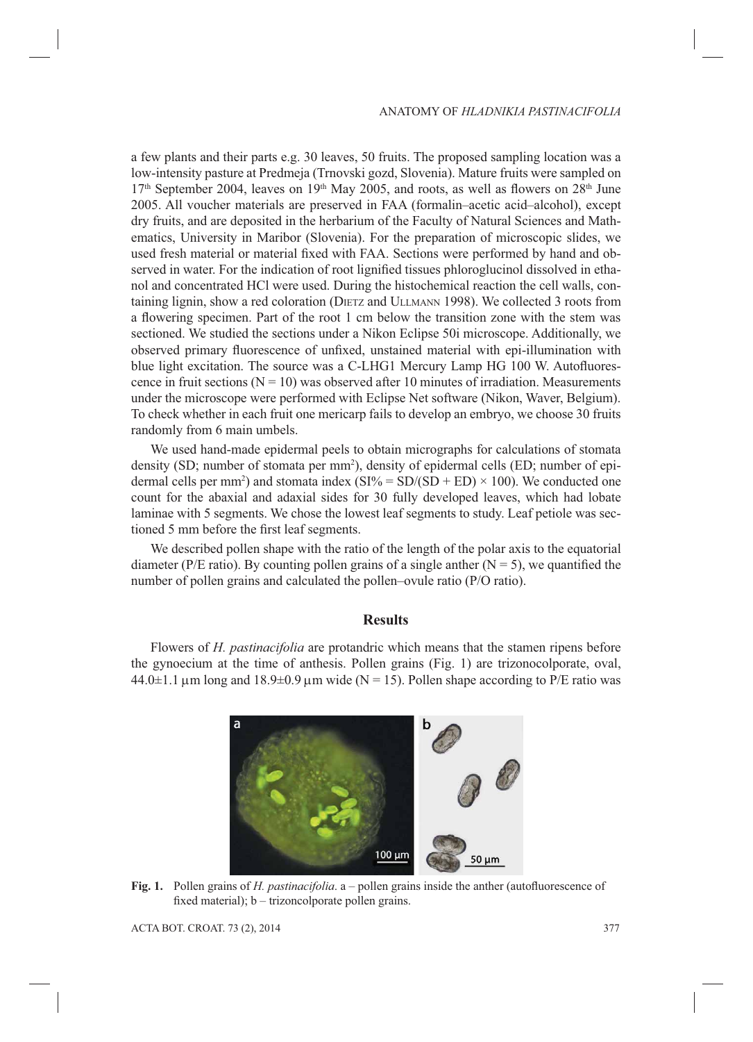a few plants and their parts e.g. 30 leaves, 50 fruits. The proposed sampling location was a low-intensity pasture at Predmeja (Trnovski gozd, Slovenia). Mature fruits were sampled on 17th September 2004, leaves on 19th May 2005, and roots, as well as flowers on 28th June 2005. All voucher materials are preserved in FAA (formalin–acetic acid–alcohol), except dry fruits, and are deposited in the herbarium of the Faculty of Natural Sciences and Mathematics, University in Maribor (Slovenia). For the preparation of microscopic slides, we used fresh material or material fixed with FAA. Sections were performed by hand and observed in water. For the indication of root lignified tissues phloroglucinol dissolved in ethanol and concentrated HCl were used. During the histochemical reaction the cell walls, containing lignin, show a red coloration (Dietz and Ullmann 1998). We collected 3 roots from a flowering specimen. Part of the root 1 cm below the transition zone with the stem was sectioned. We studied the sections under a Nikon Eclipse 50i microscope. Additionally, we observed primary fluorescence of unfixed, unstained material with epi-illumination with blue light excitation. The source was a C-LHG1 Mercury Lamp HG 100 W. Autofluorescence in fruit sections ($N = 10$) was observed after 10 minutes of irradiation. Measurements under the microscope were performed with Eclipse Net software (Nikon, Waver, Belgium). To check whether in each fruit one mericarp fails to develop an embryo, we choose 30 fruits randomly from 6 main umbels.

We used hand-made epidermal peels to obtain micrographs for calculations of stomata density (SD; number of stomata per mm$^2$), density of epidermal cells (ED; number of epidermal cells per mm$^2$) and stomata index ($SI\% = SD/(SD + ED) \times 100$). We conducted one count for the abaxial and adaxial sides for 30 fully developed leaves, which had lobate laminae with 5 segments. We chose the lowest leaf segments to study. Leaf petiole was sectioned 5 mm before the first leaf segments.

We described pollen shape with the ratio of the length of the polar axis to the equatorial diameter (P/E ratio). By counting pollen grains of a single anther ($N = 5$), we quantified the number of pollen grains and calculated the pollen–ovule ratio (P/O ratio).

## Results

Flowers of *H. pastinacifolia* are protandric which means that the stamen ripens before the gynoecium at the time of anthesis. Pollen grains (Fig. 1) are trizonocolporate, oval, $44.0\pm1.1$ µm long and $18.9\pm0.9$ µm wide ($N = 15$). Pollen shape according to P/E ratio was

**Fig. 1.** Pollen grains of *H. pastinacifolia*. a – pollen grains inside the anther (autofluorescence of fixed material); b – trizoncolporate pollen grains.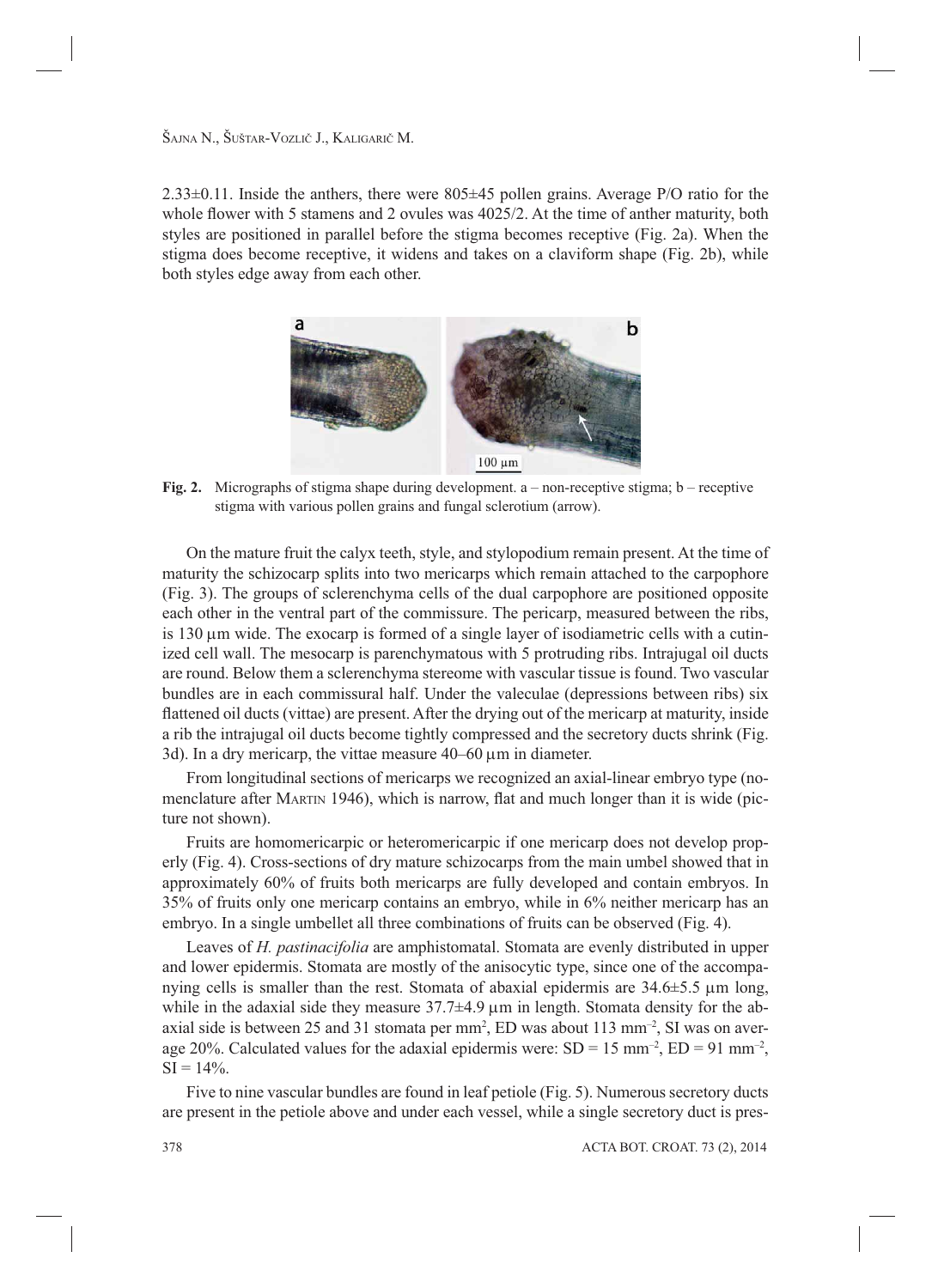2.33±0.11. Inside the anthers, there were 805±45 pollen grains. Average P/O ratio for the whole flower with 5 stamens and 2 ovules was 4025/2. At the time of anther maturity, both styles are positioned in parallel before the stigma becomes receptive (Fig. 2a). When the stigma does become receptive, it widens and takes on a claviform shape (Fig. 2b), while both styles edge away from each other.

**Fig. 2.** Micrographs of stigma shape during development. a – non-receptive stigma; b – receptive stigma with various pollen grains and fungal sclerotium (arrow).

On the mature fruit the calyx teeth, style, and stylopodium remain present. At the time of maturity the schizocarp splits into two mericarps which remain attached to the carpophore (Fig. 3). The groups of sclerenchyma cells of the dual carpophore are positioned opposite each other in the ventral part of the commissure. The pericarp, measured between the ribs, is 130 µm wide. The exocarp is formed of a single layer of isodiametric cells with a cutinized cell wall. The mesocarp is parenchymatous with 5 protruding ribs. Intrajugal oil ducts are round. Below them a sclerenchyma stereome with vascular tissue is found. Two vascular bundles are in each commissural half. Under the valeculae (depressions between ribs) six flattened oil ducts (vittae) are present. After the drying out of the mericarp at maturity, inside a rib the intrajugal oil ducts become tightly compressed and the secretory ducts shrink (Fig. 3d). In a dry mericarp, the vittae measure 40–60 µm in diameter.

From longitudinal sections of mericarps we recognized an axial-linear embryo type (nomenclature after Martin 1946), which is narrow, flat and much longer than it is wide (picture not shown).

Fruits are homomericarpic or heteromericarpic if one mericarp does not develop properly (Fig. 4). Cross-sections of dry mature schizocarps from the main umbel showed that in approximately 60% of fruits both mericarps are fully developed and contain embryos. In 35% of fruits only one mericarp contains an embryo, while in 6% neither mericarp has an embryo. In a single umbellet all three combinations of fruits can be observed (Fig. 4).

Leaves of *H. pastinacifolia* are amphistomatal. Stomata are evenly distributed in upper and lower epidermis. Stomata are mostly of the anisocytic type, since one of the accompanying cells is smaller than the rest. Stomata of abaxial epidermis are 34.6±5.5 µm long, while in the adaxial side they measure 37.7±4.9 µm in length. Stomata density for the abaxial side is between 25 and 31 stomata per mm$^2$, ED was about 113 mm$^{-2}$, SI was on average 20%. Calculated values for the adaxial epidermis were: SD = 15 mm$^{-2}$, ED = 91 mm$^{-2}$, SI = 14%.

Five to nine vascular bundles are found in leaf petiole (Fig. 5). Numerous secretory ducts are present in the petiole above and under each vessel, while a single secretory duct is pres-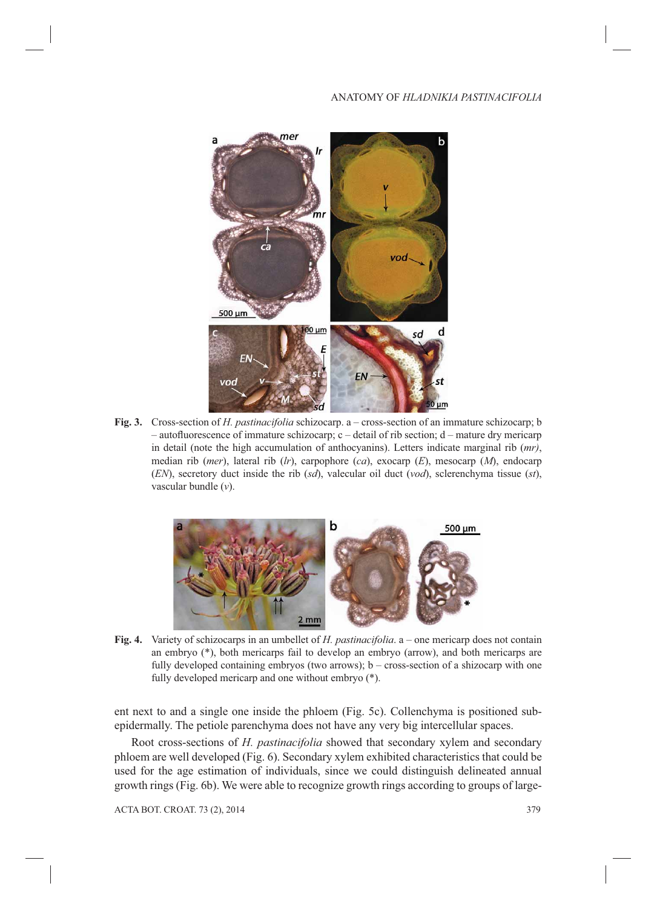**Fig. 3.** Cross-section of *H. pastinacifolia* schizocarp. a – cross-section of an immature schizocarp; b – autofluorescence of immature schizocarp; c – detail of rib section; d – mature dry mericarp in detail (note the high accumulation of anthocyanins). Letters indicate marginal rib (*mr)*, median rib (*mer*), lateral rib (*lr*), carpophore (*ca*), exocarp (*E*), mesocarp (*M*), endocarp (*EN*), secretory duct inside the rib (*sd*), valecular oil duct (*vod*), sclerenchyma tissue (*st*), vascular bundle (*v*).

**Fig. 4.** Variety of schizocarps in an umbellet of *H. pastinacifolia*. a – one mericarp does not contain an embryo (*), both mericarps fail to develop an embryo (arrow), and both mericarps are fully developed containing embryos (two arrows); b – cross-section of a shizocarp with one fully developed mericarp and one without embryo (*).

ent next to and a single one inside the phloem (Fig. 5c). Collenchyma is positioned subepidermally. The petiole parenchyma does not have any very big intercellular spaces.

Root cross-sections of *H. pastinacifolia* showed that secondary xylem and secondary phloem are well developed (Fig. 6). Secondary xylem exhibited characteristics that could be used for the age estimation of individuals, since we could distinguish delineated annual growth rings (Fig. 6b). We were able to recognize growth rings according to groups of large-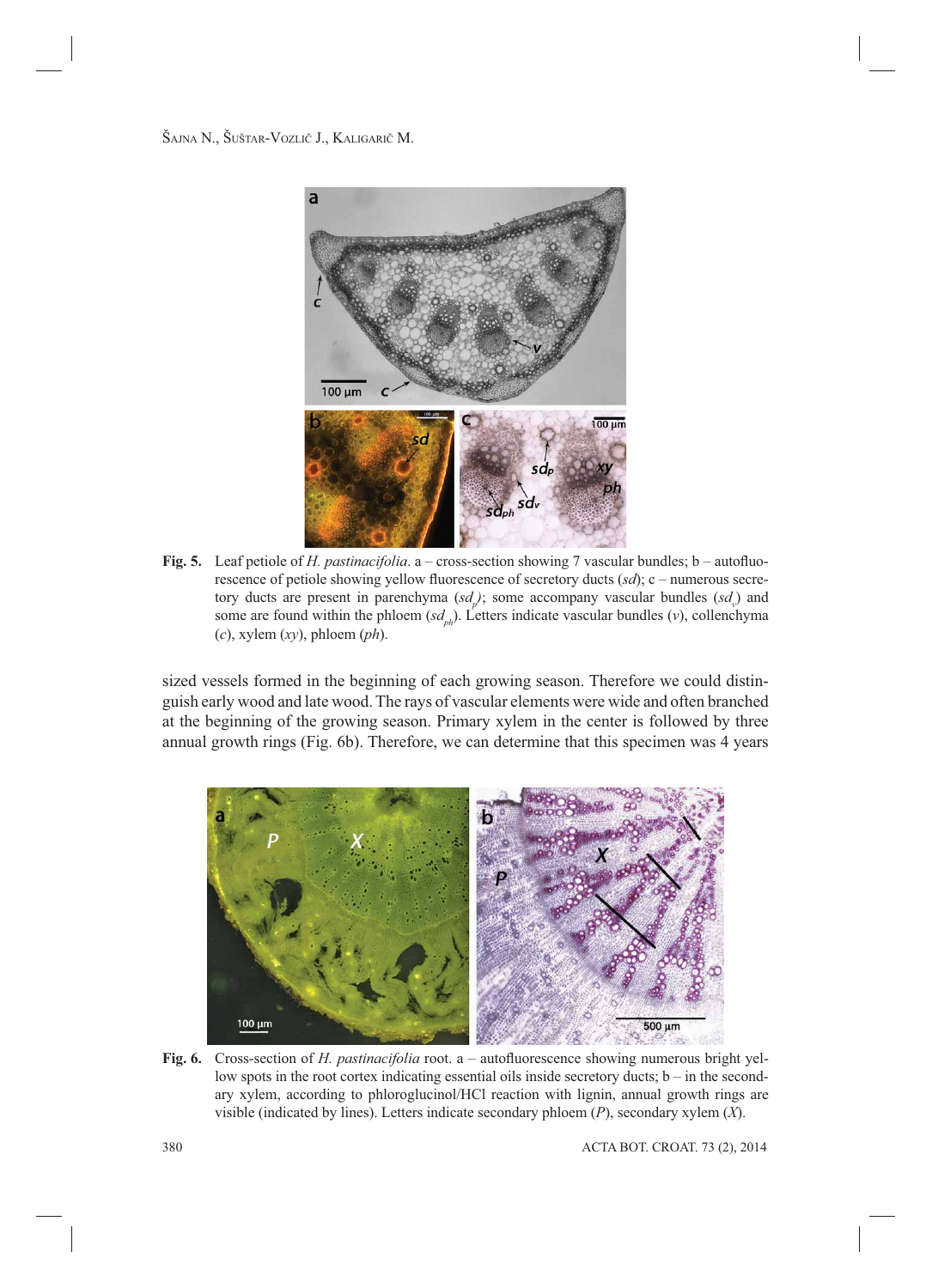**Fig. 5.** Leaf petiole of *H. pastinacifolia*. a – cross-section showing 7 vascular bundles; b – autofluorescence of petiole showing yellow fluorescence of secretory ducts (*sd*); c – numerous secretory ducts are present in parenchyma ($sd_p$); some accompany vascular bundles ($sd_v$) and some are found within the phloem ($sd_{ph}$). Letters indicate vascular bundles (*v*), collenchyma (*c*), xylem (*xy*), phloem (*ph*).

sized vessels formed in the beginning of each growing season. Therefore we could distinguish early wood and late wood. The rays of vascular elements were wide and often branched at the beginning of the growing season. Primary xylem in the center is followed by three annual growth rings (Fig. 6b). Therefore, we can determine that this specimen was 4 years

**Fig. 6.** Cross-section of *H. pastinacifolia* root. a – autofluorescence showing numerous bright yellow spots in the root cortex indicating essential oils inside secretory ducts; b – in the secondary xylem, according to phloroglucinol/HCl reaction with lignin, annual growth rings are visible (indicated by lines). Letters indicate secondary phloem (*P*), secondary xylem (*X*).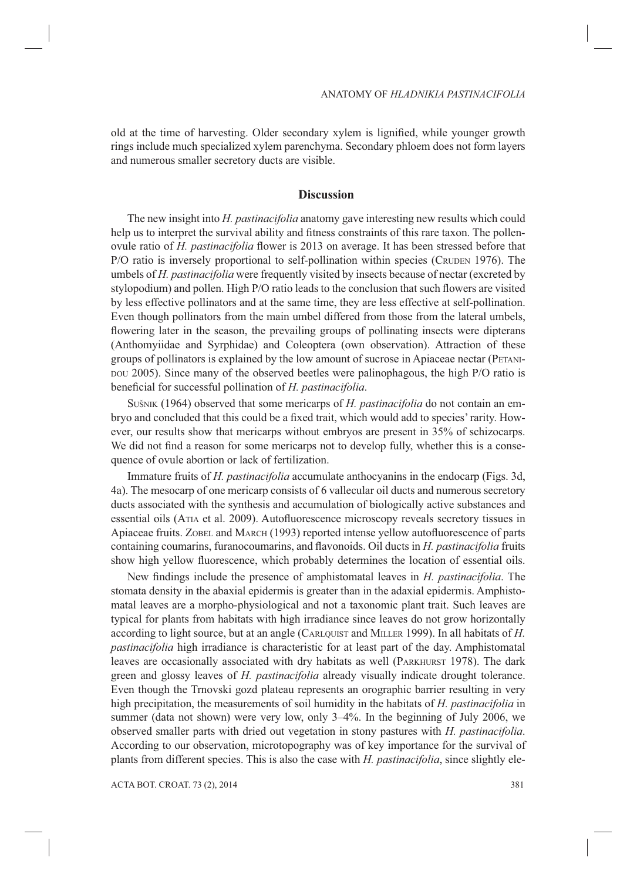old at the time of harvesting. Older secondary xylem is lignified, while younger growth rings include much specialized xylem parenchyma. Secondary phloem does not form layers and numerous smaller secretory ducts are visible.

## Discussion

The new insight into *H. pastinacifolia* anatomy gave interesting new results which could help us to interpret the survival ability and fitness constraints of this rare taxon. The pollen-ovule ratio of *H. pastinacifolia* flower is 2013 on average. It has been stressed before that P/O ratio is inversely proportional to self-pollination within species (Cruden 1976). The umbels of *H. pastinacifolia* were frequently visited by insects because of nectar (excreted by stylopodium) and pollen. High P/O ratio leads to the conclusion that such flowers are visited by less effective pollinators and at the same time, they are less effective at self-pollination. Even though pollinators from the main umbel differed from those from the lateral umbels, flowering later in the season, the prevailing groups of pollinating insects were dipterans (Anthomyiidae and Syrphidae) and Coleoptera (own observation). Attraction of these groups of pollinators is explained by the low amount of sucrose in Apiaceae nectar (Petanidou 2005). Since many of the observed beetles were palinophagous, the high P/O ratio is beneficial for successful pollination of *H. pastinacifolia*.

Sušnik (1964) observed that some mericarps of *H. pastinacifolia* do not contain an embryo and concluded that this could be a fixed trait, which would add to species' rarity. However, our results show that mericarps without embryos are present in 35% of schizocarps. We did not find a reason for some mericarps not to develop fully, whether this is a consequence of ovule abortion or lack of fertilization.

Immature fruits of *H. pastinacifolia* accumulate anthocyanins in the endocarp (Figs. 3d, 4a). The mesocarp of one mericarp consists of 6 vallecular oil ducts and numerous secretory ducts associated with the synthesis and accumulation of biologically active substances and essential oils (Atia et al. 2009). Autofluorescence microscopy reveals secretory tissues in Apiaceae fruits. Zobel and March (1993) reported intense yellow autofluorescence of parts containing coumarins, furanocoumarins, and flavonoids. Oil ducts in *H. pastinacifolia* fruits show high yellow fluorescence, which probably determines the location of essential oils.

New findings include the presence of amphistomatal leaves in *H. pastinacifolia*. The stomata density in the abaxial epidermis is greater than in the adaxial epidermis. Amphistomatal leaves are a morpho-physiological and not a taxonomic plant trait. Such leaves are typical for plants from habitats with high irradiance since leaves do not grow horizontally according to light source, but at an angle (Carlquist and Miller 1999). In all habitats of *H. pastinacifolia* high irradiance is characteristic for at least part of the day. Amphistomatal leaves are occasionally associated with dry habitats as well (Parkhurst 1978). The dark green and glossy leaves of *H. pastinacifolia* already visually indicate drought tolerance. Even though the Trnovski gozd plateau represents an orographic barrier resulting in very high precipitation, the measurements of soil humidity in the habitats of *H. pastinacifolia* in summer (data not shown) were very low, only 3–4%. In the beginning of July 2006, we observed smaller parts with dried out vegetation in stony pastures with *H. pastinacifolia*. According to our observation, microtopography was of key importance for the survival of plants from different species. This is also the case with *H. pastinacifolia*, since slightly ele-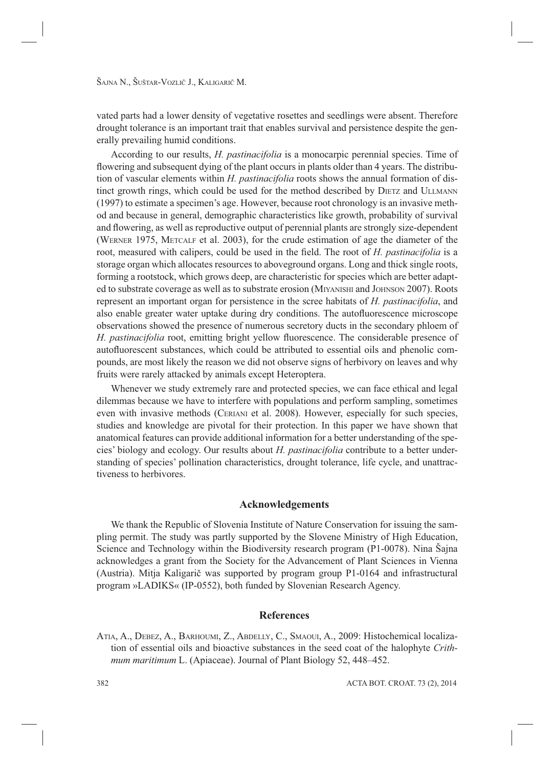vated parts had a lower density of vegetative rosettes and seedlings were absent. Therefore drought tolerance is an important trait that enables survival and persistence despite the generally prevailing humid conditions.

According to our results, *H. pastinacifolia* is a monocarpic perennial species. Time of flowering and subsequent dying of the plant occurs in plants older than 4 years. The distribution of vascular elements within *H. pastinacifolia* roots shows the annual formation of distinct growth rings, which could be used for the method described by Dietz and Ullmann (1997) to estimate a specimen's age. However, because root chronology is an invasive method and because in general, demographic characteristics like growth, probability of survival and flowering, as well as reproductive output of perennial plants are strongly size-dependent (Werner 1975, Metcalf et al. 2003), for the crude estimation of age the diameter of the root, measured with calipers, could be used in the field. The root of *H. pastinacifolia* is a storage organ which allocates resources to aboveground organs. Long and thick single roots, forming a rootstock, which grows deep, are characteristic for species which are better adapted to substrate coverage as well as to substrate erosion (Miyanishi and Johnson 2007). Roots represent an important organ for persistence in the scree habitats of *H. pastinacifolia*, and also enable greater water uptake during dry conditions. The autofluorescence microscope observations showed the presence of numerous secretory ducts in the secondary phloem of *H. pastinacifolia* root, emitting bright yellow fluorescence. The considerable presence of autofluorescent substances, which could be attributed to essential oils and phenolic compounds, are most likely the reason we did not observe signs of herbivory on leaves and why fruits were rarely attacked by animals except Heteroptera.

Whenever we study extremely rare and protected species, we can face ethical and legal dilemmas because we have to interfere with populations and perform sampling, sometimes even with invasive methods (Ceriani et al. 2008). However, especially for such species, studies and knowledge are pivotal for their protection. In this paper we have shown that anatomical features can provide additional information for a better understanding of the species' biology and ecology. Our results about *H. pastinacifolia* contribute to a better understanding of species' pollination characteristics, drought tolerance, life cycle, and unattractiveness to herbivores.

## Acknowledgements

We thank the Republic of Slovenia Institute of Nature Conservation for issuing the sampling permit. The study was partly supported by the Slovene Ministry of High Education, Science and Technology within the Biodiversity research program (P1-0078). Nina Šajna acknowledges a grant from the Society for the Advancement of Plant Sciences in Vienna (Austria). Mitja Kaligarič was supported by program group P1-0164 and infrastructural program »LADIKS« (IP-0552), both funded by Slovenian Research Agency.

## References

Atia, A., Debez, A., Barhoumi, Z., Abdelly, C., Smaoui, A., 2009: Histochemical localization of essential oils and bioactive substances in the seed coat of the halophyte *Crithmum maritimum* L. (Apiaceae). Journal of Plant Biology 52, 448–452.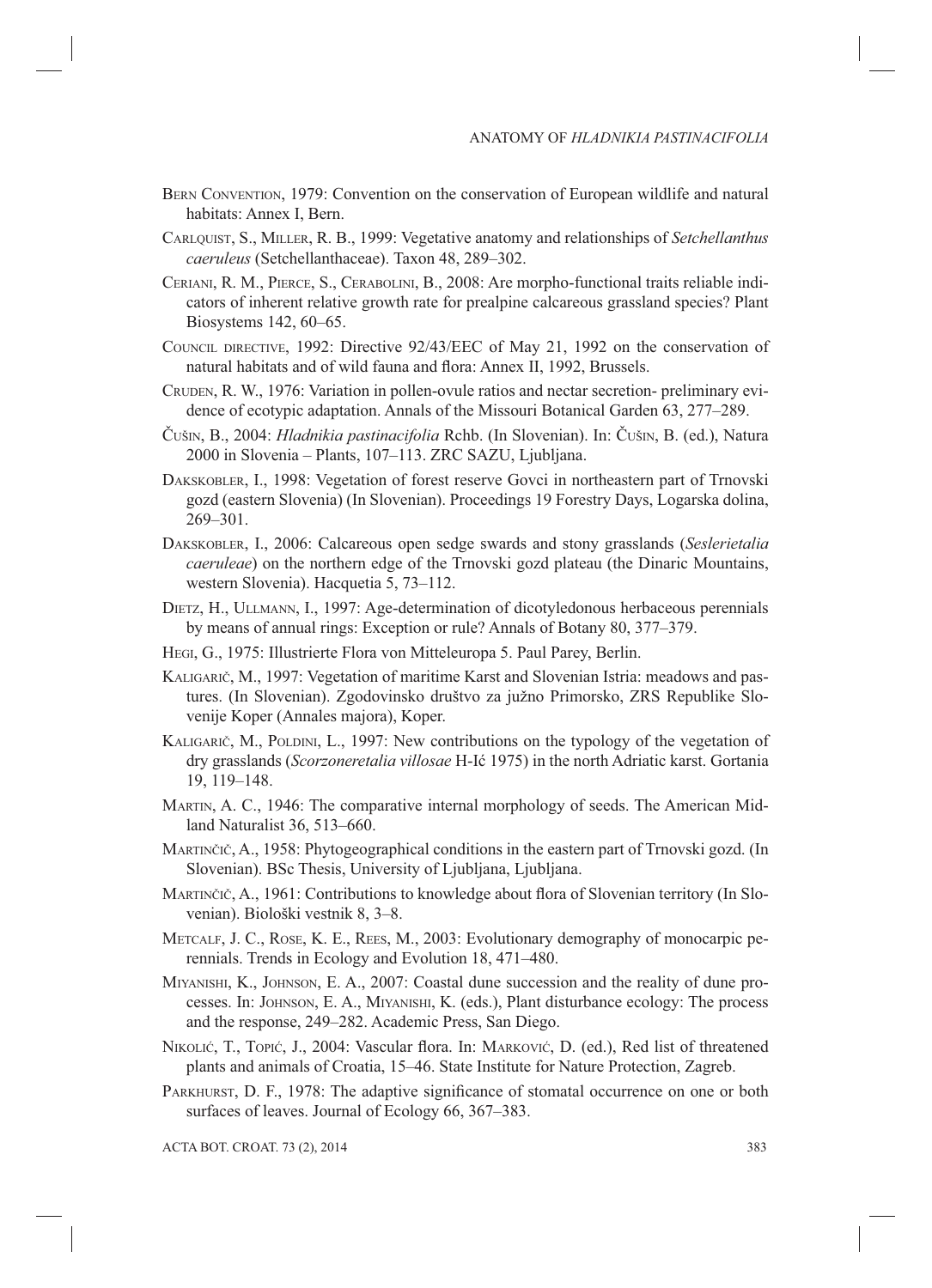Bern Convention, 1979: Convention on the conservation of European wildlife and natural habitats: Annex I, Bern.

Carlquist, S., Miller, R. B., 1999: Vegetative anatomy and relationships of *Setchellanthus caeruleus* (Setchellanthaceae). Taxon 48, 289–302.

Ceriani, R. M., Pierce, S., Cerabolini, B., 2008: Are morpho-functional traits reliable indicators of inherent relative growth rate for prealpine calcareous grassland species? Plant Biosystems 142, 60–65.

Council directive, 1992: Directive 92/43/EEC of May 21, 1992 on the conservation of natural habitats and of wild fauna and flora: Annex II, 1992, Brussels.

Cruden, R. W., 1976: Variation in pollen-ovule ratios and nectar secretion- preliminary evidence of ecotypic adaptation. Annals of the Missouri Botanical Garden 63, 277–289.

Čušin, B., 2004: *Hladnikia pastinacifolia* Rchb. (In Slovenian). In: Čušin, B. (ed.), Natura 2000 in Slovenia – Plants, 107–113. ZRC SAZU, Ljubljana.

Dakskobler, I., 1998: Vegetation of forest reserve Govci in northeastern part of Trnovski gozd (eastern Slovenia) (In Slovenian). Proceedings 19 Forestry Days, Logarska dolina, 269–301.

Dakskobler, I., 2006: Calcareous open sedge swards and stony grasslands (*Seslerietalia caeruleae*) on the northern edge of the Trnovski gozd plateau (the Dinaric Mountains, western Slovenia). Hacquetia 5, 73–112.

Dietz, H., Ullmann, I., 1997: Age-determination of dicotyledonous herbaceous perennials by means of annual rings: Exception or rule? Annals of Botany 80, 377–379.

Hegi, G., 1975: Illustrierte Flora von Mitteleuropa 5. Paul Parey, Berlin.

Kaligarič, M., 1997: Vegetation of maritime Karst and Slovenian Istria: meadows and pastures. (In Slovenian). Zgodovinsko društvo za južno Primorsko, ZRS Republike Slovenije Koper (Annales majora), Koper.

Kaligarič, M., Poldini, L., 1997: New contributions on the typology of the vegetation of dry grasslands (*Scorzoneretalia villosae* H-Ić 1975) in the north Adriatic karst. Gortania 19, 119–148.

Martin, A. C., 1946: The comparative internal morphology of seeds. The American Midland Naturalist 36, 513–660.

Martinčič, A., 1958: Phytogeographical conditions in the eastern part of Trnovski gozd. (In Slovenian). BSc Thesis, University of Ljubljana, Ljubljana.

Martinčič, A., 1961: Contributions to knowledge about flora of Slovenian territory (In Slovenian). Biološki vestnik 8, 3–8.

Metcalf, J. C., Rose, K. E., Rees, M., 2003: Evolutionary demography of monocarpic perennials. Trends in Ecology and Evolution 18, 471–480.

Miyanishi, K., Johnson, E. A., 2007: Coastal dune succession and the reality of dune processes. In: Johnson, E. A., Miyanishi, K. (eds.), Plant disturbance ecology: The process and the response, 249–282. Academic Press, San Diego.

Nikolić, T., Topić, J., 2004: Vascular flora. In: Marković, D. (ed.), Red list of threatened plants and animals of Croatia, 15–46. State Institute for Nature Protection, Zagreb.

Parkhurst, D. F., 1978: The adaptive significance of stomatal occurrence on one or both surfaces of leaves. Journal of Ecology 66, 367–383.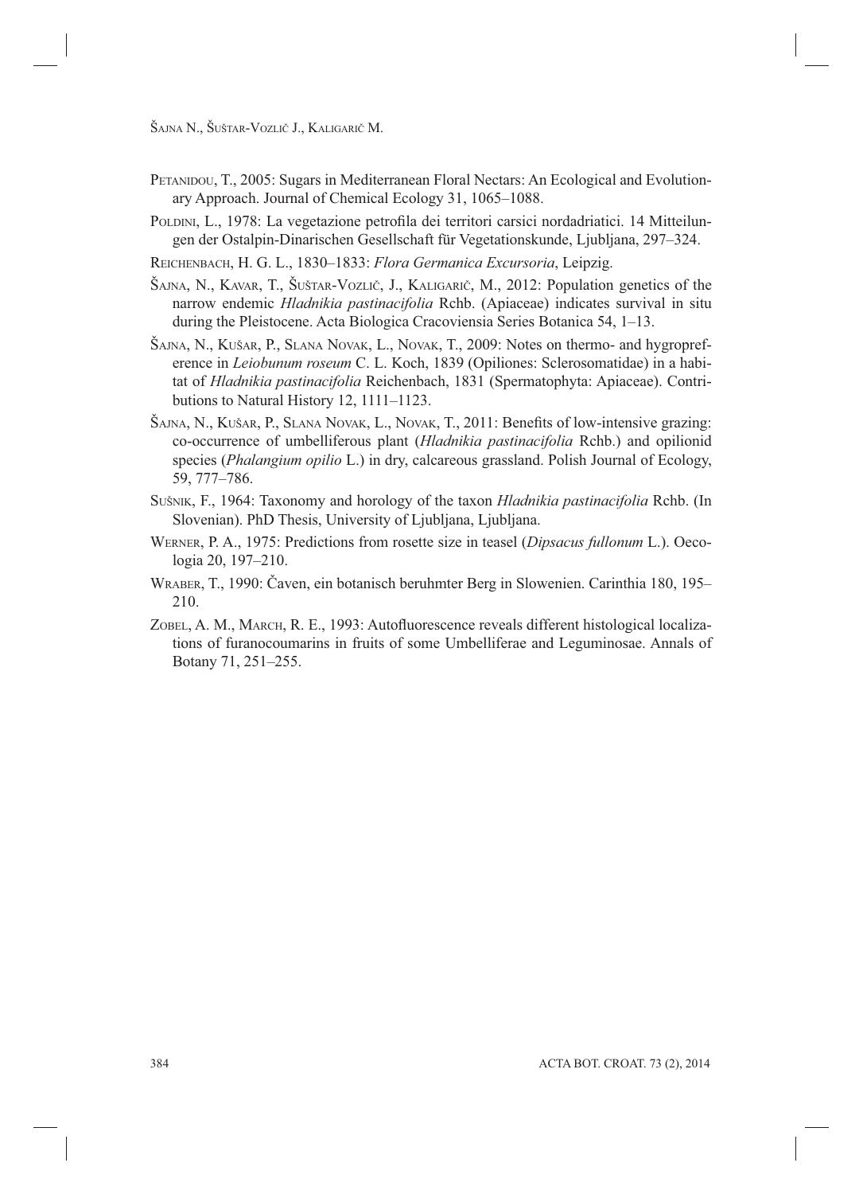Petanidou, T., 2005: Sugars in Mediterranean Floral Nectars: An Ecological and Evolutionary Approach. Journal of Chemical Ecology 31, 1065–1088.

Poldini, L., 1978: La vegetazione petrofila dei territori carsici nordadriatici. 14 Mitteilungen der Ostalpin-Dinarischen Gesellschaft für Vegetationskunde, Ljubljana, 297–324.

Reichenbach, H. G. L., 1830–1833: *Flora Germanica Excursoria*, Leipzig.

Šajna, N., Kavar, T., Šuštar-Vozlič, J., Kaligarič, M., 2012: Population genetics of the narrow endemic *Hladnikia pastinacifolia* Rchb. (Apiaceae) indicates survival in situ during the Pleistocene. Acta Biologica Cracoviensia Series Botanica 54, 1–13.

Šajna, N., Kušar, P., Slana Novak, L., Novak, T., 2009: Notes on thermo- and hygropreference in *Leiobunum roseum* C. L. Koch, 1839 (Opiliones: Sclerosomatidae) in a habitat of *Hladnikia pastinacifolia* Reichenbach, 1831 (Spermatophyta: Apiaceae). Contributions to Natural History 12, 1111–1123.

Šajna, N., Kušar, P., Slana Novak, L., Novak, T., 2011: Benefits of low-intensive grazing: co-occurrence of umbelliferous plant (*Hladnikia pastinacifolia* Rchb.) and opilionid species (*Phalangium opilio* L.) in dry, calcareous grassland. Polish Journal of Ecology, 59, 777–786.

Sušnik, F., 1964: Taxonomy and horology of the taxon *Hladnikia pastinacifolia* Rchb. (In Slovenian). PhD Thesis, University of Ljubljana, Ljubljana.

Werner, P. A., 1975: Predictions from rosette size in teasel (*Dipsacus fullonum* L.). Oecologia 20, 197–210.

Wraber, T., 1990: Čaven, ein botanisch beruhmter Berg in Slowenien. Carinthia 180, 195–210.

Zobel, A. M., March, R. E., 1993: Autofluorescence reveals different histological localizations of furanocoumarins in fruits of some Umbelliferae and Leguminosae. Annals of Botany 71, 251–255.